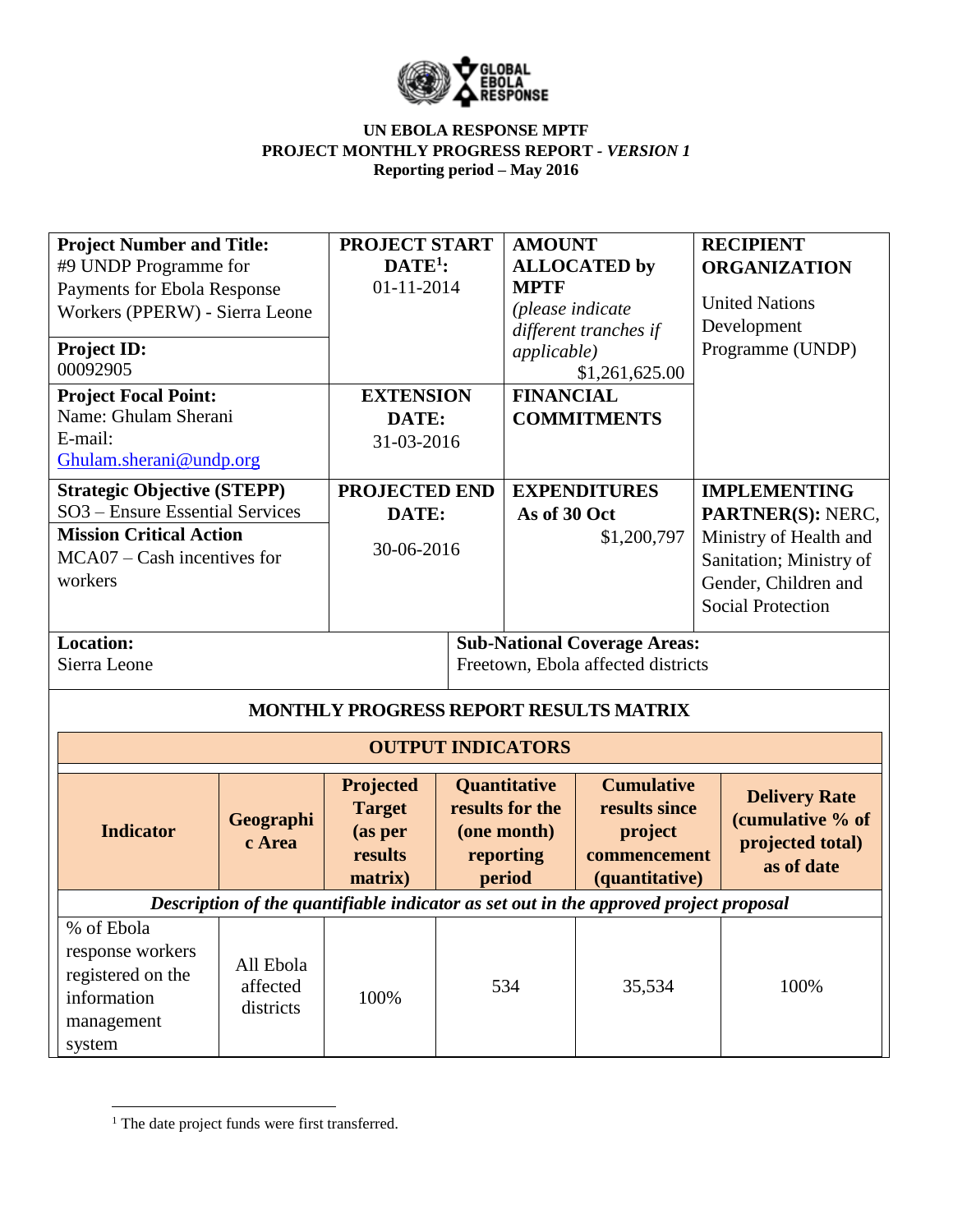**UN EBOLA RESPONSE MPTF**
**PROJECT MONTHLY PROGRESS REPORT - *VERSION 1***
**Reporting period – May 2016**

| **Project Number and Title:** #9 UNDP Programme for Payments for Ebola Response Workers (PPERW) - Sierra Leone<br><br>**Project ID:** 00092905 | **PROJECT START DATE[1]:** 01-11-2014 | **AMOUNT ALLOCATED by MPTF** *(please indicate different tranches if applicable)* $1,261,625.00 | **RECIPIENT ORGANIZATION** United Nations Development Programme (UNDP) |
|---|---|---|---|
| **Project Focal Point:** Name: Ghulam Sherani E-mail: Ghulam.sherani@undp.org | **EXTENSION DATE:** 31-03-2016 | **FINANCIAL COMMITMENTS** | |
| **Strategic Objective (STEPP)** SO3 – Ensure Essential Services<br><br>**Mission Critical Action** MCA07 – Cash incentives for workers | **PROJECTED END DATE:** 30-06-2016 | **EXPENDITURES** As of 30 Oct $1,200,797 | **IMPLEMENTING PARTNER(S):** NERC, Ministry of Health and Sanitation; Ministry of Gender, Children and Social Protection |
| **Location:** Sierra Leone | | **Sub-National Coverage Areas:** Freetown, Ebola affected districts | |

**MONTHLY PROGRESS REPORT RESULTS MATRIX**

| **OUTPUT INDICATORS** | | | | | |
|---|---|---|---|---|---|
| **Indicator** | **Geographic Area** | **Projected Target (as per results matrix)** | **Quantitative results for the (one month) reporting period** | **Cumulative results since project commencement (quantitative)** | **Delivery Rate (cumulative % of projected total) as of date** |
| ***Description of the quantifiable indicator as set out in the approved project proposal*** | | | | | |
| % of Ebola response workers registered on the information management system | All Ebola affected districts | 100% | 534 | 35,534 | 100% |

[1] The date project funds were first transferred.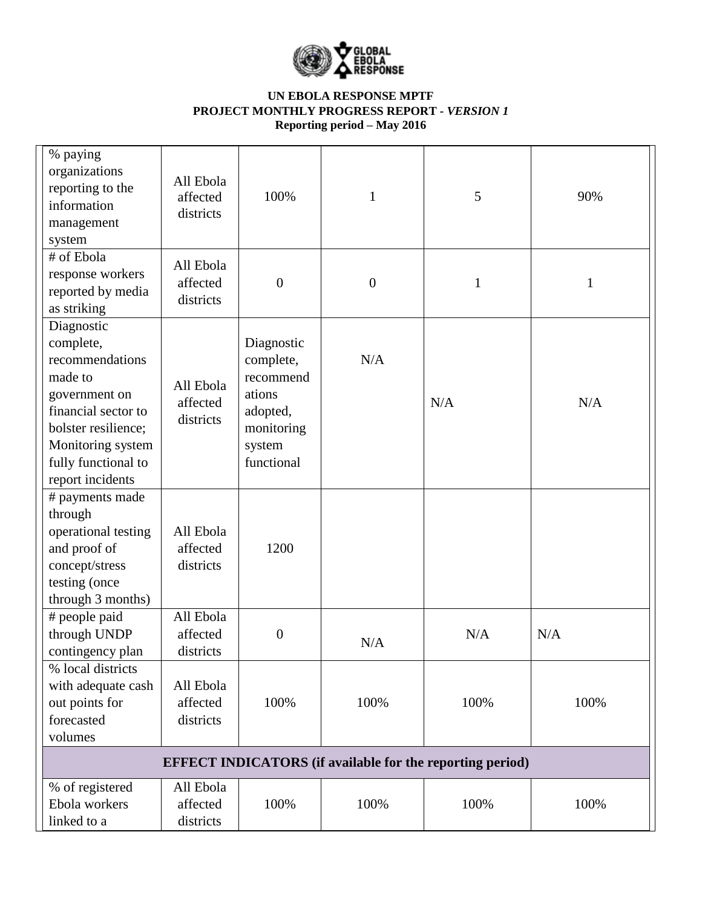**UN EBOLA RESPONSE MPTF**
**PROJECT MONTHLY PROGRESS REPORT -** ***VERSION 1***
**Reporting period – May 2016**

| | | | | | |
|---|---|---|---|---|---|
| % paying organizations reporting to the information management system | All Ebola affected districts | 100% | 1 | 5 | 90% |
| # of Ebola response workers reported by media as striking | All Ebola affected districts | 0 | 0 | 1 | 1 |
| Diagnostic complete, recommendations made to government on financial sector to bolster resilience; Monitoring system fully functional to report incidents | All Ebola affected districts | Diagnostic complete, recommendations adopted, monitoring system functional | N/A | N/A | N/A |
| # payments made through operational testing and proof of concept/stress testing (once through 3 months) | All Ebola affected districts | 1200 | | | |
| # people paid through UNDP contingency plan | All Ebola affected districts | 0 | N/A | N/A | N/A |
| % local districts with adequate cash out points for forecasted volumes | All Ebola affected districts | 100% | 100% | 100% | 100% |
| **EFFECT INDICATORS (if available for the reporting period)** | | | | | |
| % of registered Ebola workers linked to a | All Ebola affected districts | 100% | 100% | 100% | 100% |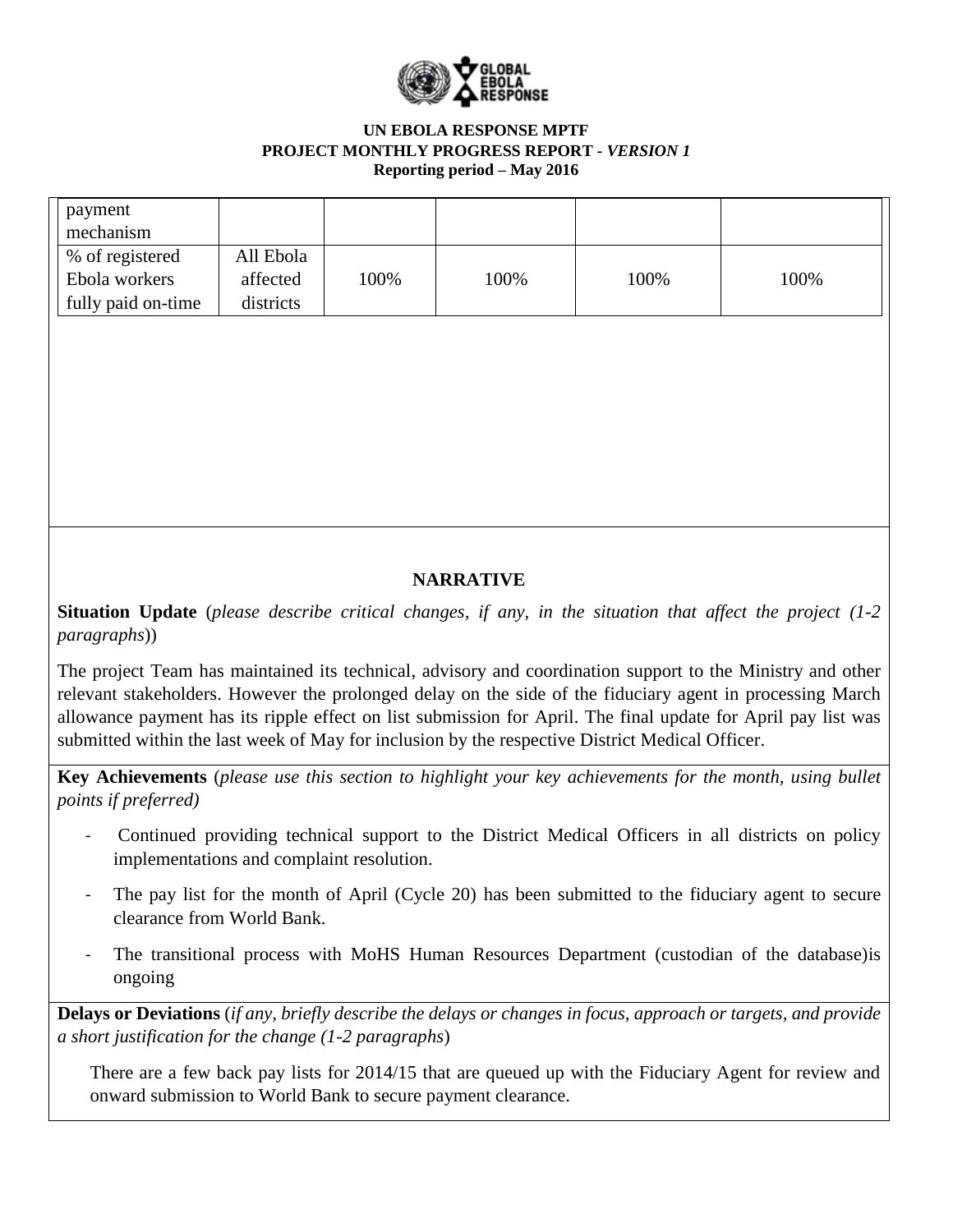| | | | | | |
|---|---|---|---|---|---|
| payment mechanism | | | | | |
| % of registered Ebola workers fully paid on-time | All Ebola affected districts | 100% | 100% | 100% | 100% |

**NARRATIVE**

**Situation Update** (*please describe critical changes, if any, in the situation that affect the project (1-2 paragraphs)*)

The project Team has maintained its technical, advisory and coordination support to the Ministry and other relevant stakeholders. However the prolonged delay on the side of the fiduciary agent in processing March allowance payment has its ripple effect on list submission for April. The final update for April pay list was submitted within the last week of May for inclusion by the respective District Medical Officer.

**Key Achievements** (*please use this section to highlight your key achievements for the month, using bullet points if preferred)*

- Continued providing technical support to the District Medical Officers in all districts on policy implementations and complaint resolution.
- The pay list for the month of April (Cycle 20) has been submitted to the fiduciary agent to secure clearance from World Bank.
- The transitional process with MoHS Human Resources Department (custodian of the database)is ongoing

**Delays or Deviations** (*if any, briefly describe the delays or changes in focus, approach or targets, and provide a short justification for the change (1-2 paragraphs*)

There are a few back pay lists for 2014/15 that are queued up with the Fiduciary Agent for review and onward submission to World Bank to secure payment clearance.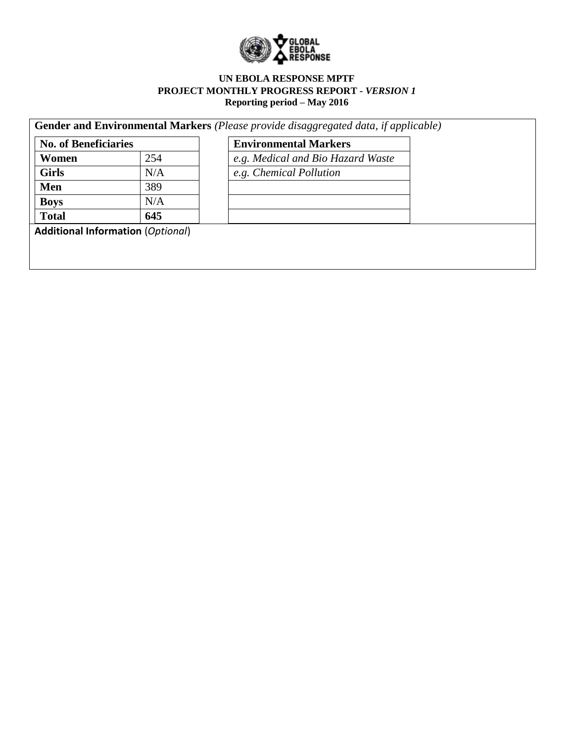**UN EBOLA RESPONSE MPTF**
**PROJECT MONTHLY PROGRESS REPORT - *VERSION 1***
**Reporting period – May 2016**

**Gender and Environmental Markers** *(Please provide disaggregated data, if applicable)*

| **No. of Beneficiaries** | |
|---|---|
| **Women** | 254 |
| **Girls** | N/A |
| **Men** | 389 |
| **Boys** | N/A |
| **Total** | **645** |

| **Environmental Markers** |
|---|
| *e.g. Medical and Bio Hazard Waste* |
| *e.g. Chemical Pollution* |
| |
| |
| |

**Additional Information** (*Optional*)